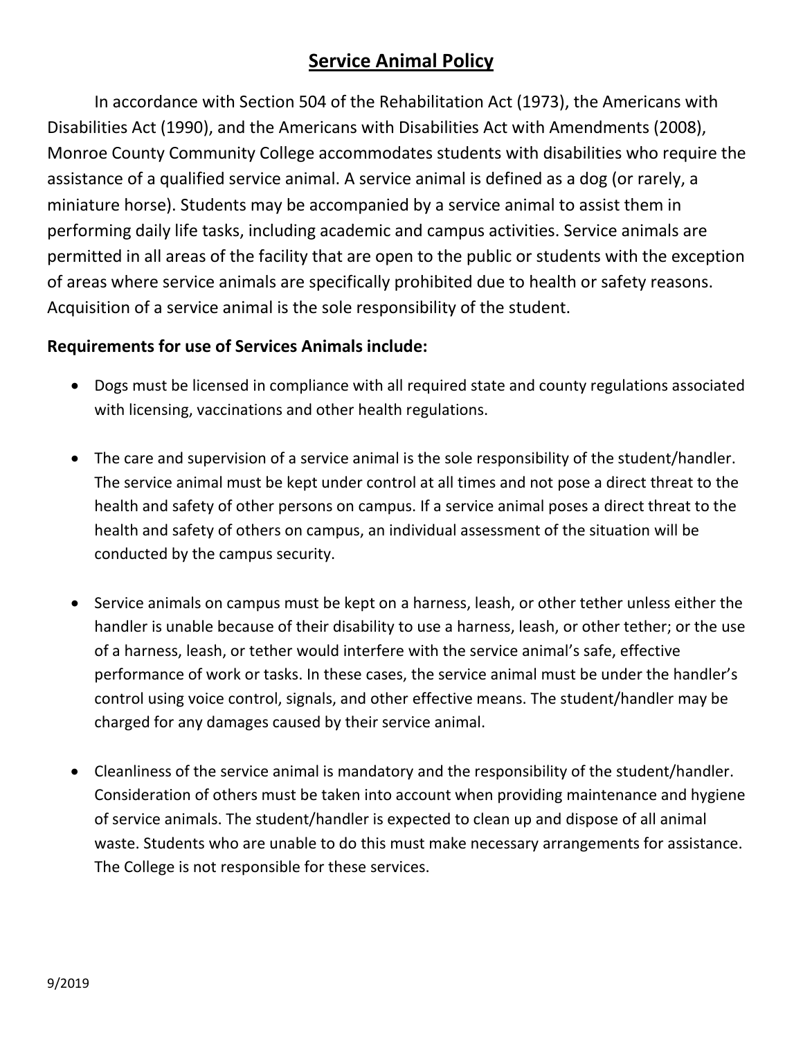# Service Animal Policy

In accordance with Section 504 of the Rehabilitation Act (1973), the Americans with Disabilities Act (1990), and the Americans with Disabilities Act with Amendments (2008), Monroe County Community College accommodates students with disabilities who require the assistance of a qualified service animal. A service animal is defined as a dog (or rarely, a miniature horse). Students may be accompanied by a service animal to assist them in performing daily life tasks, including academic and campus activities. Service animals are permitted in all areas of the facility that are open to the public or students with the exception of areas where service animals are specifically prohibited due to health or safety reasons. Acquisition of a service animal is the sole responsibility of the student.

**Requirements for use of Services Animals include:**

- Dogs must be licensed in compliance with all required state and county regulations associated with licensing, vaccinations and other health regulations.

- The care and supervision of a service animal is the sole responsibility of the student/handler. The service animal must be kept under control at all times and not pose a direct threat to the health and safety of other persons on campus. If a service animal poses a direct threat to the health and safety of others on campus, an individual assessment of the situation will be conducted by the campus security.

- Service animals on campus must be kept on a harness, leash, or other tether unless either the handler is unable because of their disability to use a harness, leash, or other tether; or the use of a harness, leash, or tether would interfere with the service animal's safe, effective performance of work or tasks. In these cases, the service animal must be under the handler's control using voice control, signals, and other effective means. The student/handler may be charged for any damages caused by their service animal.

- Cleanliness of the service animal is mandatory and the responsibility of the student/handler. Consideration of others must be taken into account when providing maintenance and hygiene of service animals. The student/handler is expected to clean up and dispose of all animal waste. Students who are unable to do this must make necessary arrangements for assistance. The College is not responsible for these services.

9/2019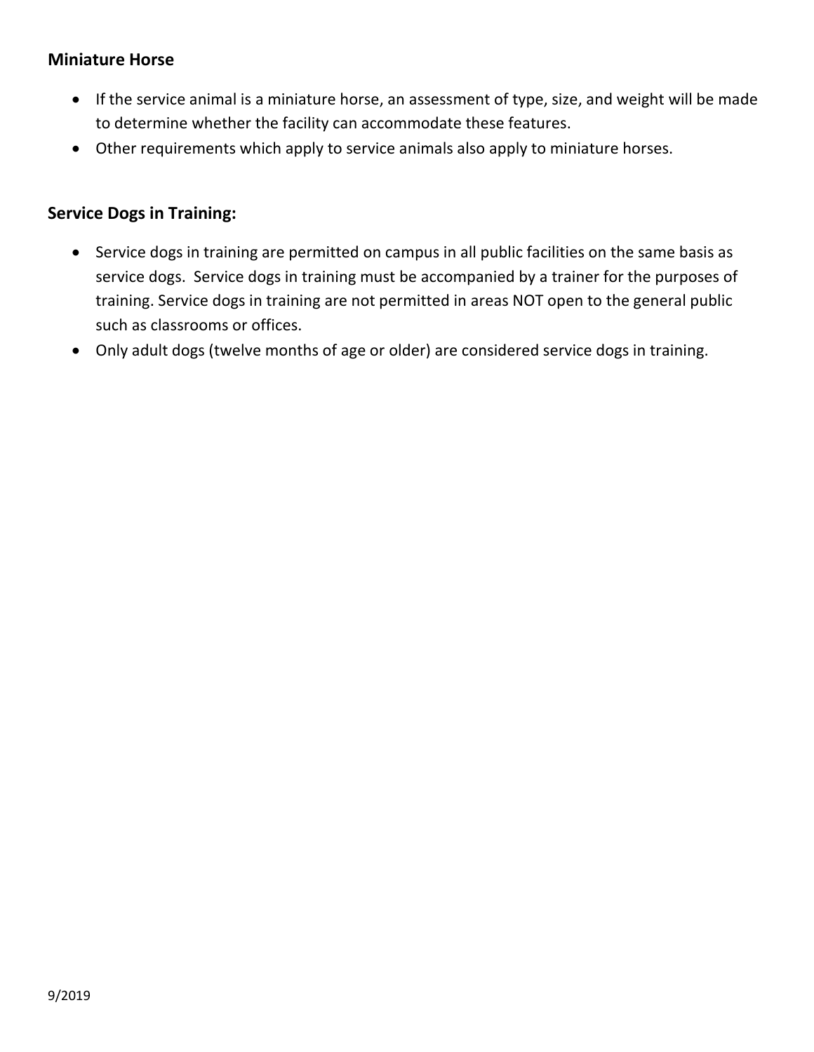### Miniature Horse

- If the service animal is a miniature horse, an assessment of type, size, and weight will be made to determine whether the facility can accommodate these features.
- Other requirements which apply to service animals also apply to miniature horses.

### Service Dogs in Training:

- Service dogs in training are permitted on campus in all public facilities on the same basis as service dogs. Service dogs in training must be accompanied by a trainer for the purposes of training. Service dogs in training are not permitted in areas NOT open to the general public such as classrooms or offices.
- Only adult dogs (twelve months of age or older) are considered service dogs in training.

9/2019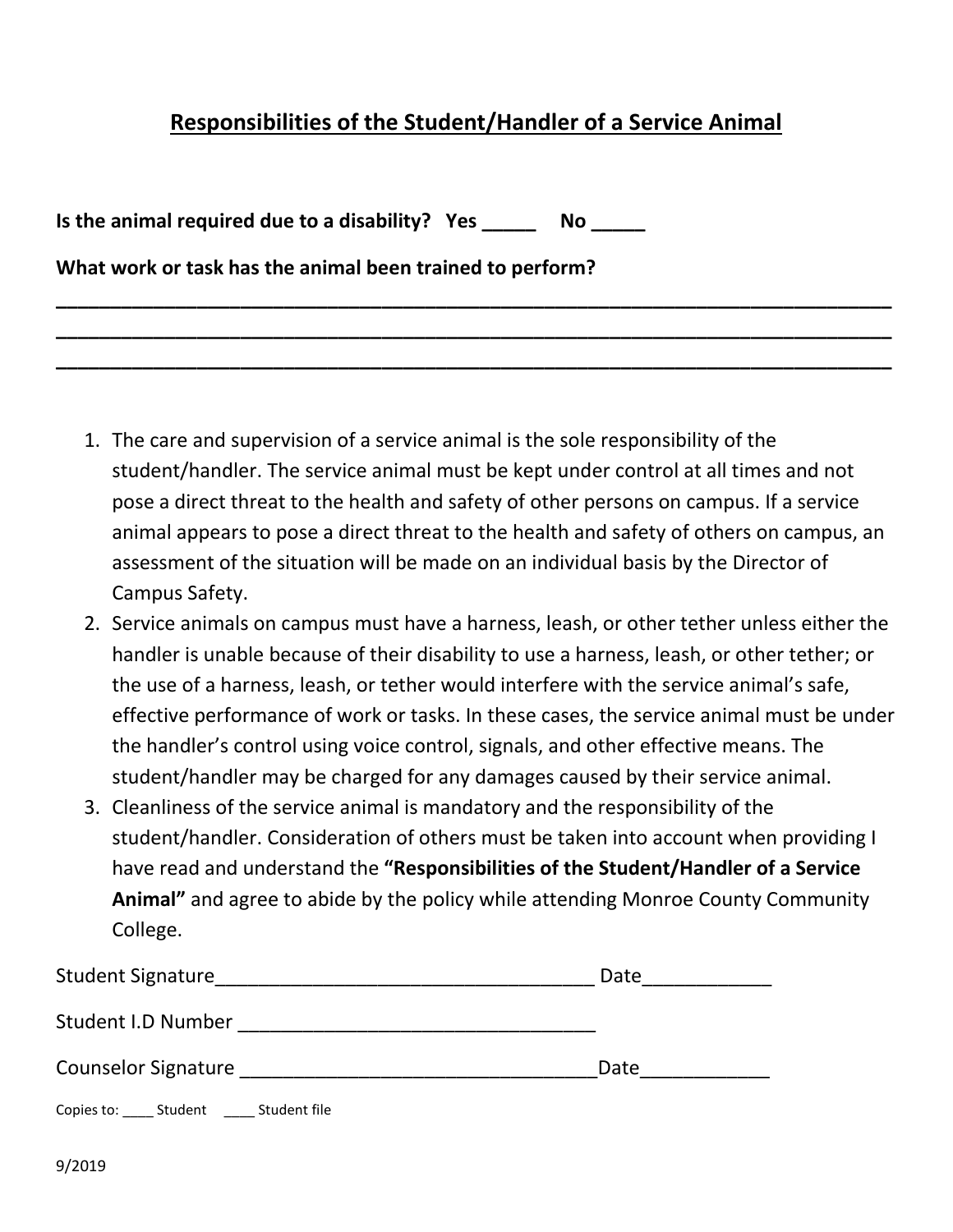## Responsibilities of the Student/Handler of a Service Animal

**Is the animal required due to a disability? Yes _____ No _____**

**What work or task has the animal been trained to perform?**

**______________________________________________________________________________**
**______________________________________________________________________________**
**______________________________________________________________________________**

1. The care and supervision of a service animal is the sole responsibility of the student/handler. The service animal must be kept under control at all times and not pose a direct threat to the health and safety of other persons on campus. If a service animal appears to pose a direct threat to the health and safety of others on campus, an assessment of the situation will be made on an individual basis by the Director of Campus Safety.
2. Service animals on campus must have a harness, leash, or other tether unless either the handler is unable because of their disability to use a harness, leash, or other tether; or the use of a harness, leash, or tether would interfere with the service animal's safe, effective performance of work or tasks. In these cases, the service animal must be under the handler's control using voice control, signals, and other effective means. The student/handler may be charged for any damages caused by their service animal.
3. Cleanliness of the service animal is mandatory and the responsibility of the student/handler. Consideration of others must be taken into account when providing I have read and understand the **"Responsibilities of the Student/Handler of a Service Animal"** and agree to abide by the policy while attending Monroe County Community College.

Student Signature___________________________________ Date____________

Student I.D Number _________________________________

Counselor Signature _________________________________Date____________

Copies to: ____ Student ____ Student file

9/2019